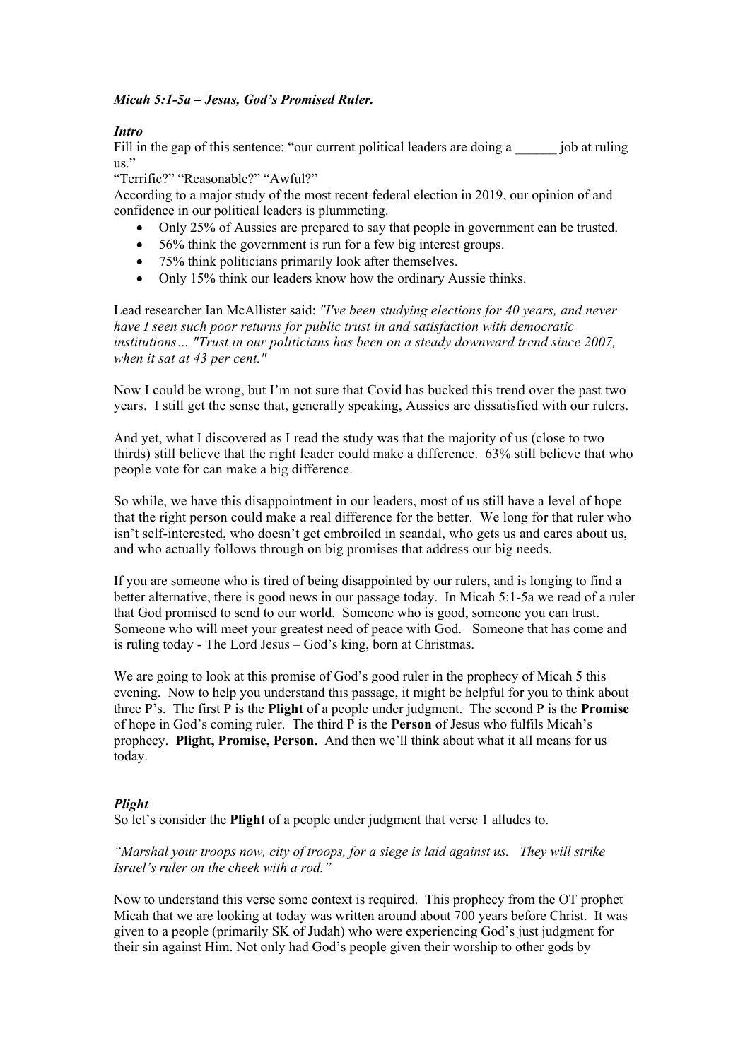***Micah 5:1-5a – Jesus, God's Promised Ruler.***

***Intro***

Fill in the gap of this sentence: "our current political leaders are doing a ______ job at ruling us."

"Terrific?" "Reasonable?" "Awful?"

According to a major study of the most recent federal election in 2019, our opinion of and confidence in our political leaders is plummeting.

- Only 25% of Aussies are prepared to say that people in government can be trusted.
- 56% think the government is run for a few big interest groups.
- 75% think politicians primarily look after themselves.
- Only 15% think our leaders know how the ordinary Aussie thinks.

Lead researcher Ian McAllister said: *"I've been studying elections for 40 years, and never have I seen such poor returns for public trust in and satisfaction with democratic institutions… "Trust in our politicians has been on a steady downward trend since 2007, when it sat at 43 per cent."*

Now I could be wrong, but I'm not sure that Covid has bucked this trend over the past two years. I still get the sense that, generally speaking, Aussies are dissatisfied with our rulers.

And yet, what I discovered as I read the study was that the majority of us (close to two thirds) still believe that the right leader could make a difference. 63% still believe that who people vote for can make a big difference.

So while, we have this disappointment in our leaders, most of us still have a level of hope that the right person could make a real difference for the better. We long for that ruler who isn't self-interested, who doesn't get embroiled in scandal, who gets us and cares about us, and who actually follows through on big promises that address our big needs.

If you are someone who is tired of being disappointed by our rulers, and is longing to find a better alternative, there is good news in our passage today. In Micah 5:1-5a we read of a ruler that God promised to send to our world. Someone who is good, someone you can trust. Someone who will meet your greatest need of peace with God. Someone that has come and is ruling today - The Lord Jesus – God's king, born at Christmas.

We are going to look at this promise of God's good ruler in the prophecy of Micah 5 this evening. Now to help you understand this passage, it might be helpful for you to think about three P's. The first P is the **Plight** of a people under judgment. The second P is the **Promise** of hope in God's coming ruler. The third P is the **Person** of Jesus who fulfils Micah's prophecy. **Plight, Promise, Person.** And then we'll think about what it all means for us today.

***Plight***

So let's consider the **Plight** of a people under judgment that verse 1 alludes to.

*"Marshal your troops now, city of troops, for a siege is laid against us. They will strike Israel's ruler on the cheek with a rod."*

Now to understand this verse some context is required. This prophecy from the OT prophet Micah that we are looking at today was written around about 700 years before Christ. It was given to a people (primarily SK of Judah) who were experiencing God's just judgment for their sin against Him. Not only had God's people given their worship to other gods by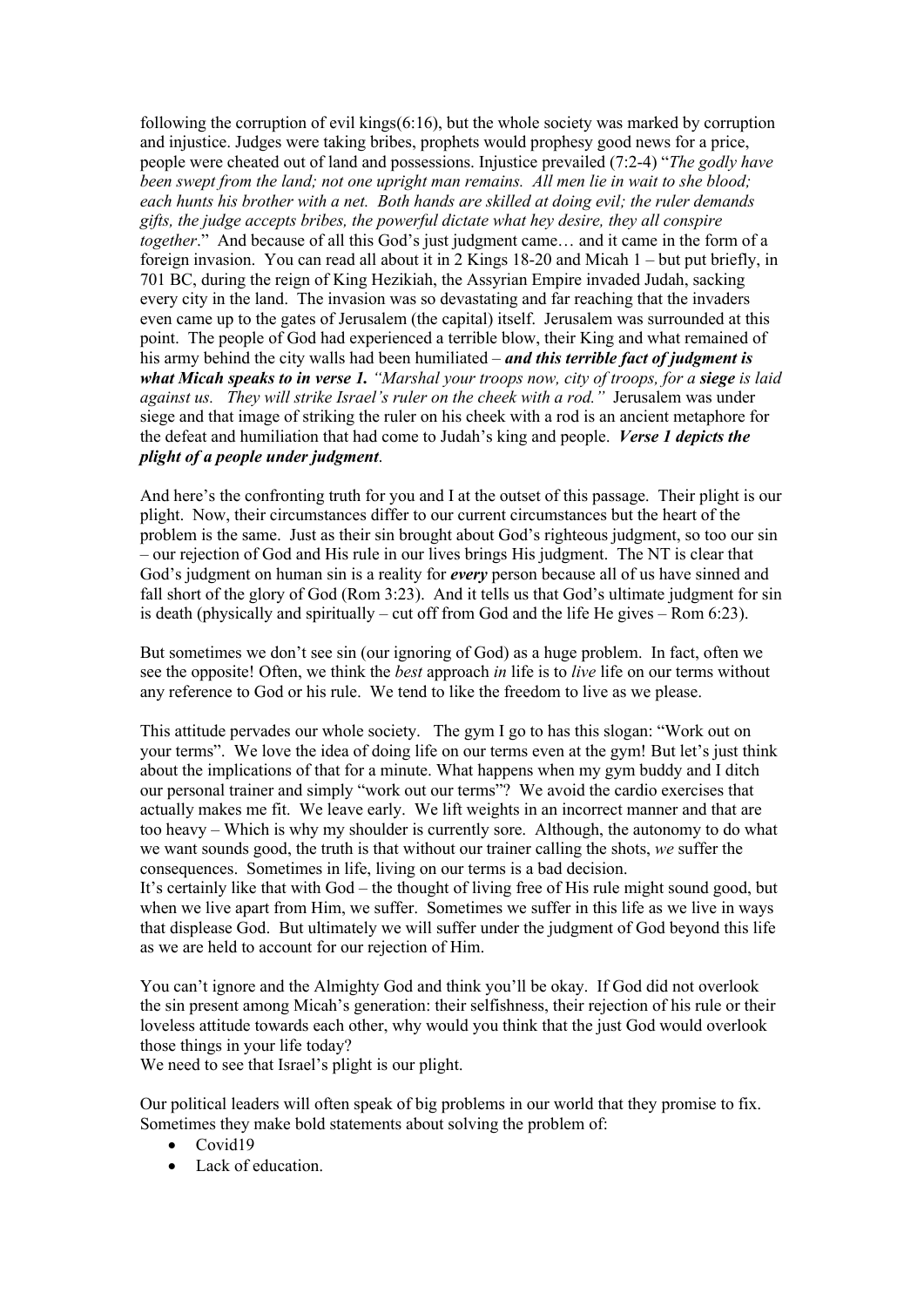following the corruption of evil kings(6:16), but the whole society was marked by corruption and injustice. Judges were taking bribes, prophets would prophesy good news for a price, people were cheated out of land and possessions. Injustice prevailed (7:2-4) "*The godly have been swept from the land; not one upright man remains. All men lie in wait to she blood; each hunts his brother with a net. Both hands are skilled at doing evil; the ruler demands gifts, the judge accepts bribes, the powerful dictate what hey desire, they all conspire together*." And because of all this God's just judgment came… and it came in the form of a foreign invasion. You can read all about it in 2 Kings 18-20 and Micah 1 – but put briefly, in 701 BC, during the reign of King Hezikiah, the Assyrian Empire invaded Judah, sacking every city in the land. The invasion was so devastating and far reaching that the invaders even came up to the gates of Jerusalem (the capital) itself. Jerusalem was surrounded at this point. The people of God had experienced a terrible blow, their King and what remained of his army behind the city walls had been humiliated – ***and this terrible fact of judgment is what Micah speaks to in verse 1.*** *"Marshal your troops now, city of troops, for a **siege** is laid against us. They will strike Israel's ruler on the cheek with a rod."* Jerusalem was under siege and that image of striking the ruler on his cheek with a rod is an ancient metaphore for the defeat and humiliation that had come to Judah's king and people. ***Verse 1 depicts the plight of a people under judgment***.

And here's the confronting truth for you and I at the outset of this passage. Their plight is our plight. Now, their circumstances differ to our current circumstances but the heart of the problem is the same. Just as their sin brought about God's righteous judgment, so too our sin – our rejection of God and His rule in our lives brings His judgment. The NT is clear that God's judgment on human sin is a reality for ***every*** person because all of us have sinned and fall short of the glory of God (Rom 3:23). And it tells us that God's ultimate judgment for sin is death (physically and spiritually – cut off from God and the life He gives – Rom 6:23).

But sometimes we don't see sin (our ignoring of God) as a huge problem. In fact, often we see the opposite! Often, we think the *best* approach *in* life is to *live* life on our terms without any reference to God or his rule. We tend to like the freedom to live as we please.

This attitude pervades our whole society. The gym I go to has this slogan: "Work out on your terms". We love the idea of doing life on our terms even at the gym! But let's just think about the implications of that for a minute. What happens when my gym buddy and I ditch our personal trainer and simply "work out our terms"? We avoid the cardio exercises that actually makes me fit. We leave early. We lift weights in an incorrect manner and that are too heavy – Which is why my shoulder is currently sore. Although, the autonomy to do what we want sounds good, the truth is that without our trainer calling the shots, *we* suffer the consequences. Sometimes in life, living on our terms is a bad decision.
It's certainly like that with God – the thought of living free of His rule might sound good, but when we live apart from Him, we suffer. Sometimes we suffer in this life as we live in ways that displease God. But ultimately we will suffer under the judgment of God beyond this life as we are held to account for our rejection of Him.

You can't ignore and the Almighty God and think you'll be okay. If God did not overlook the sin present among Micah's generation: their selfishness, their rejection of his rule or their loveless attitude towards each other, why would you think that the just God would overlook those things in your life today?
We need to see that Israel's plight is our plight.

Our political leaders will often speak of big problems in our world that they promise to fix. Sometimes they make bold statements about solving the problem of:

- Covid19
- Lack of education.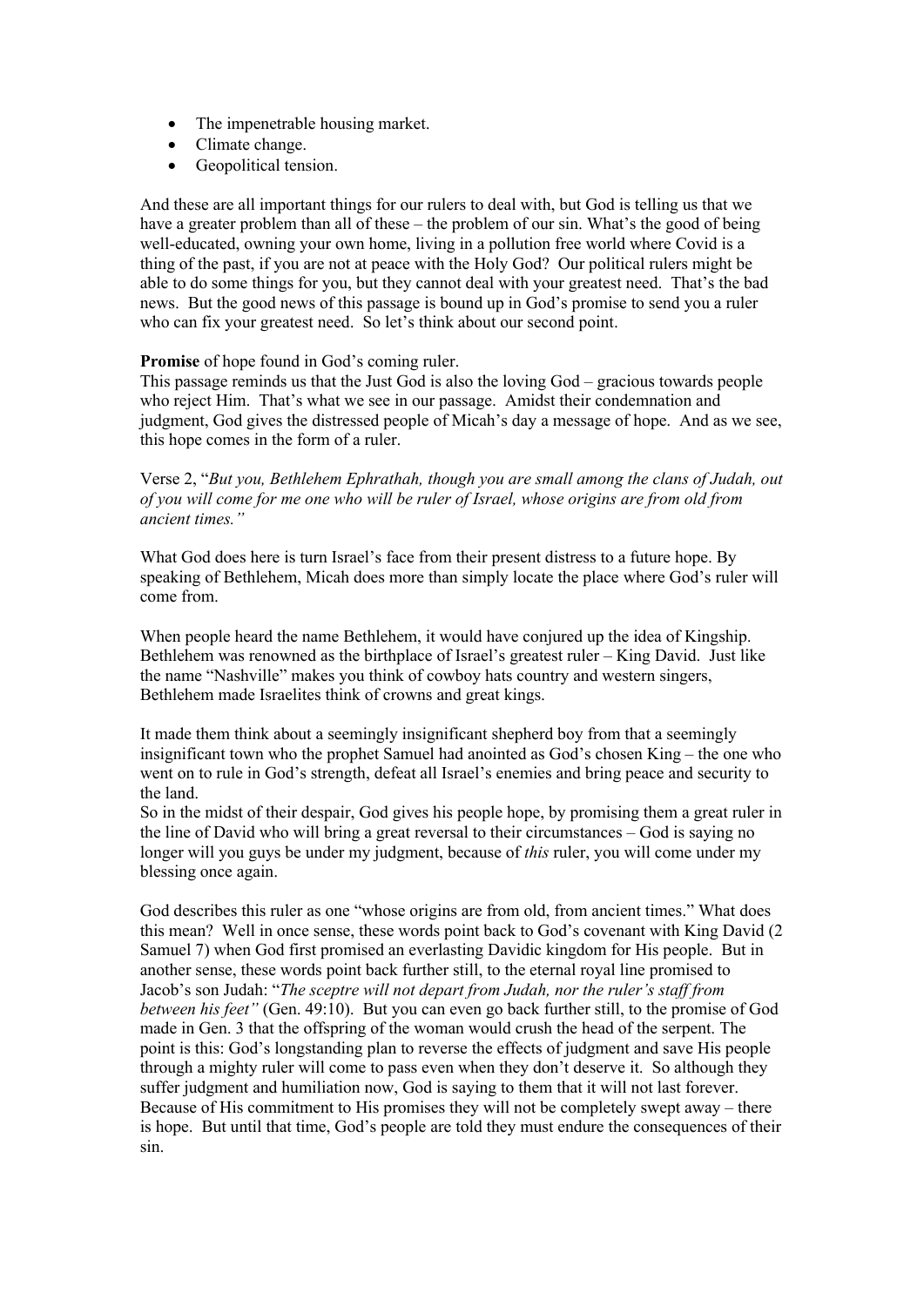- The impenetrable housing market.
- Climate change.
- Geopolitical tension.

And these are all important things for our rulers to deal with, but God is telling us that we have a greater problem than all of these – the problem of our sin. What's the good of being well-educated, owning your own home, living in a pollution free world where Covid is a thing of the past, if you are not at peace with the Holy God? Our political rulers might be able to do some things for you, but they cannot deal with your greatest need. That's the bad news. But the good news of this passage is bound up in God's promise to send you a ruler who can fix your greatest need. So let's think about our second point.

**Promise** of hope found in God's coming ruler.
This passage reminds us that the Just God is also the loving God – gracious towards people who reject Him. That's what we see in our passage. Amidst their condemnation and judgment, God gives the distressed people of Micah's day a message of hope. And as we see, this hope comes in the form of a ruler.

Verse 2, "*But you, Bethlehem Ephrathah, though you are small among the clans of Judah, out of you will come for me one who will be ruler of Israel, whose origins are from old from ancient times.*"

What God does here is turn Israel's face from their present distress to a future hope. By speaking of Bethlehem, Micah does more than simply locate the place where God's ruler will come from.

When people heard the name Bethlehem, it would have conjured up the idea of Kingship. Bethlehem was renowned as the birthplace of Israel's greatest ruler – King David. Just like the name "Nashville" makes you think of cowboy hats country and western singers, Bethlehem made Israelites think of crowns and great kings.

It made them think about a seemingly insignificant shepherd boy from that a seemingly insignificant town who the prophet Samuel had anointed as God's chosen King – the one who went on to rule in God's strength, defeat all Israel's enemies and bring peace and security to the land.
So in the midst of their despair, God gives his people hope, by promising them a great ruler in the line of David who will bring a great reversal to their circumstances – God is saying no longer will you guys be under my judgment, because of *this* ruler, you will come under my blessing once again.

God describes this ruler as one "whose origins are from old, from ancient times." What does this mean? Well in once sense, these words point back to God's covenant with King David (2 Samuel 7) when God first promised an everlasting Davidic kingdom for His people. But in another sense, these words point back further still, to the eternal royal line promised to Jacob's son Judah: "*The sceptre will not depart from Judah, nor the ruler's staff from between his feet"* (Gen. 49:10). But you can even go back further still, to the promise of God made in Gen. 3 that the offspring of the woman would crush the head of the serpent. The point is this: God's longstanding plan to reverse the effects of judgment and save His people through a mighty ruler will come to pass even when they don't deserve it. So although they suffer judgment and humiliation now, God is saying to them that it will not last forever. Because of His commitment to His promises they will not be completely swept away – there is hope. But until that time, God's people are told they must endure the consequences of their sin.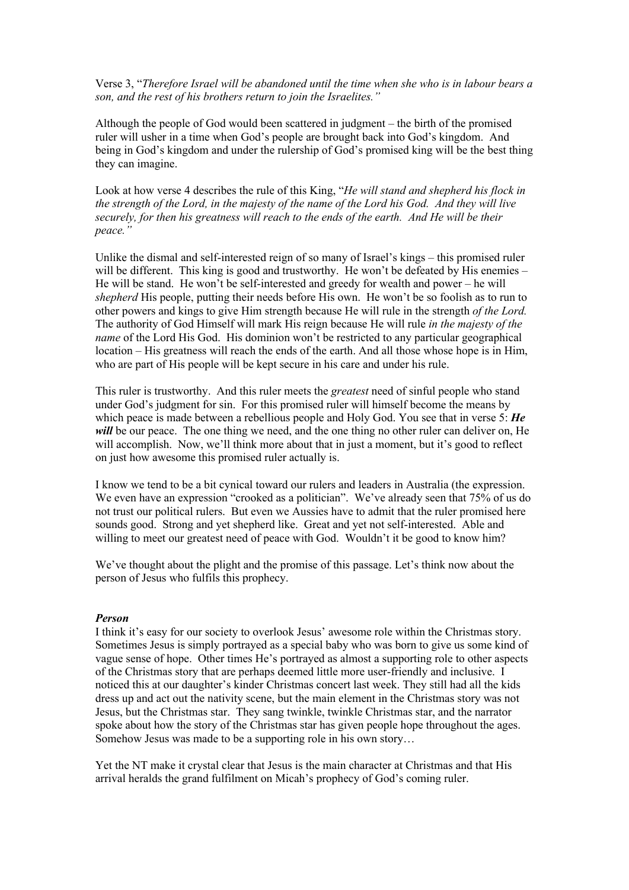Verse 3, "*Therefore Israel will be abandoned until the time when she who is in labour bears a son, and the rest of his brothers return to join the Israelites.*"

Although the people of God would been scattered in judgment – the birth of the promised ruler will usher in a time when God's people are brought back into God's kingdom. And being in God's kingdom and under the rulership of God's promised king will be the best thing they can imagine.

Look at how verse 4 describes the rule of this King, "*He will stand and shepherd his flock in the strength of the Lord, in the majesty of the name of the Lord his God. And they will live securely, for then his greatness will reach to the ends of the earth. And He will be their peace.*"

Unlike the dismal and self-interested reign of so many of Israel's kings – this promised ruler will be different. This king is good and trustworthy. He won't be defeated by His enemies – He will be stand. He won't be self-interested and greedy for wealth and power – he will *shepherd* His people, putting their needs before His own. He won't be so foolish as to run to other powers and kings to give Him strength because He will rule in the strength *of the Lord.* The authority of God Himself will mark His reign because He will rule *in the majesty of the name* of the Lord His God. His dominion won't be restricted to any particular geographical location – His greatness will reach the ends of the earth. And all those whose hope is in Him, who are part of His people will be kept secure in his care and under his rule.

This ruler is trustworthy. And this ruler meets the *greatest* need of sinful people who stand under God's judgment for sin. For this promised ruler will himself become the means by which peace is made between a rebellious people and Holy God. You see that in verse 5: ***He will*** be our peace. The one thing we need, and the one thing no other ruler can deliver on, He will accomplish. Now, we'll think more about that in just a moment, but it's good to reflect on just how awesome this promised ruler actually is.

I know we tend to be a bit cynical toward our rulers and leaders in Australia (the expression. We even have an expression "crooked as a politician". We've already seen that 75% of us do not trust our political rulers. But even we Aussies have to admit that the ruler promised here sounds good. Strong and yet shepherd like. Great and yet not self-interested. Able and willing to meet our greatest need of peace with God. Wouldn't it be good to know him?

We've thought about the plight and the promise of this passage. Let's think now about the person of Jesus who fulfils this prophecy.

***Person***

I think it's easy for our society to overlook Jesus' awesome role within the Christmas story. Sometimes Jesus is simply portrayed as a special baby who was born to give us some kind of vague sense of hope. Other times He's portrayed as almost a supporting role to other aspects of the Christmas story that are perhaps deemed little more user-friendly and inclusive. I noticed this at our daughter's kinder Christmas concert last week. They still had all the kids dress up and act out the nativity scene, but the main element in the Christmas story was not Jesus, but the Christmas star. They sang twinkle, twinkle Christmas star, and the narrator spoke about how the story of the Christmas star has given people hope throughout the ages. Somehow Jesus was made to be a supporting role in his own story…

Yet the NT make it crystal clear that Jesus is the main character at Christmas and that His arrival heralds the grand fulfilment on Micah's prophecy of God's coming ruler.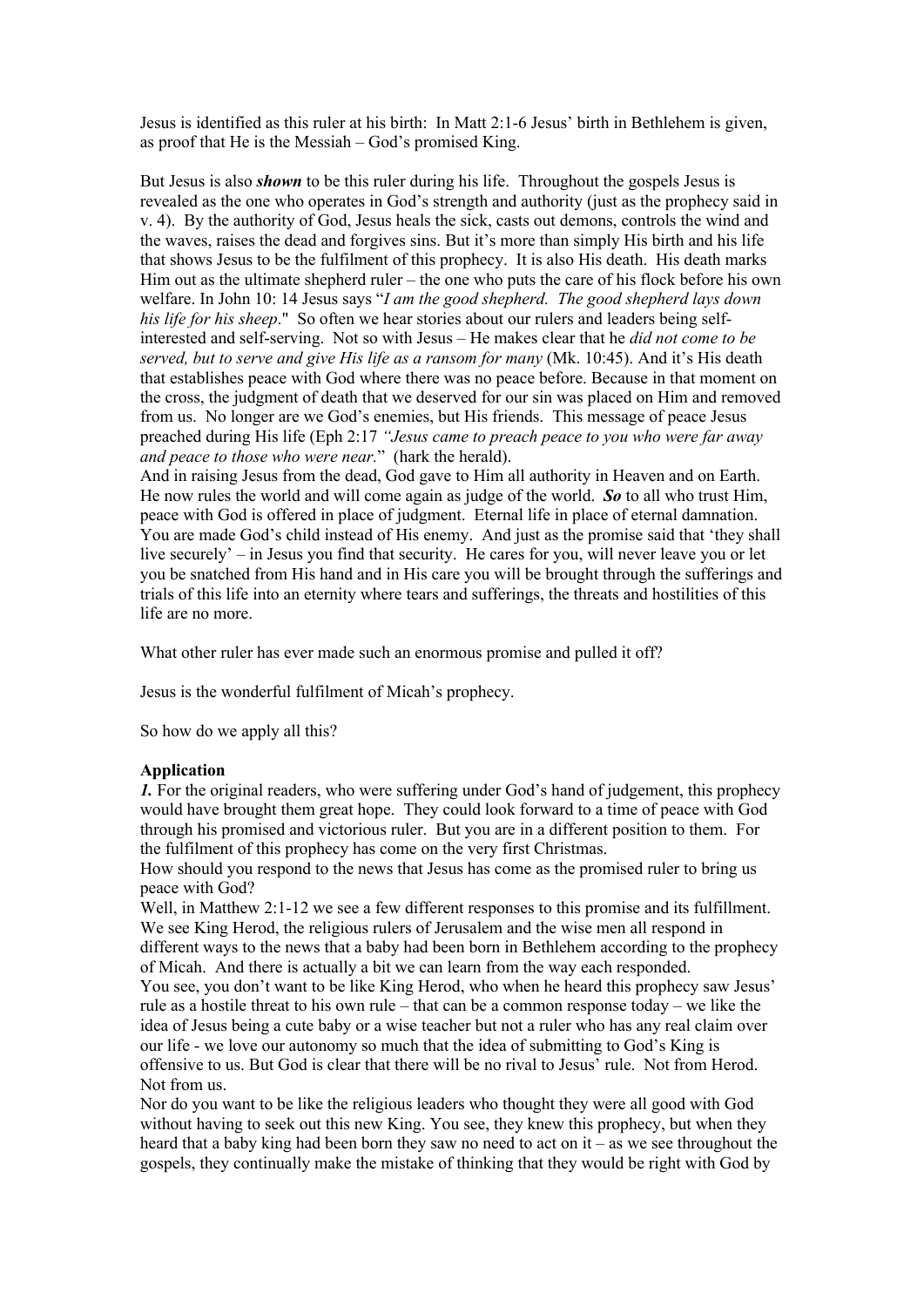Jesus is identified as this ruler at his birth: In Matt 2:1-6 Jesus' birth in Bethlehem is given, as proof that He is the Messiah – God's promised King.

But Jesus is also ***shown*** to be this ruler during his life. Throughout the gospels Jesus is revealed as the one who operates in God's strength and authority (just as the prophecy said in v. 4). By the authority of God, Jesus heals the sick, casts out demons, controls the wind and the waves, raises the dead and forgives sins. But it's more than simply His birth and his life that shows Jesus to be the fulfilment of this prophecy. It is also His death. His death marks Him out as the ultimate shepherd ruler – the one who puts the care of his flock before his own welfare. In John 10: 14 Jesus says "*I am the good shepherd. The good shepherd lays down his life for his sheep*." So often we hear stories about our rulers and leaders being self-interested and self-serving. Not so with Jesus – He makes clear that he *did not come to be served, but to serve and give His life as a ransom for many* (Mk. 10:45). And it's His death that establishes peace with God where there was no peace before. Because in that moment on the cross, the judgment of death that we deserved for our sin was placed on Him and removed from us. No longer are we God's enemies, but His friends. This message of peace Jesus preached during His life (Eph 2:17 *"Jesus came to preach peace to you who were far away and peace to those who were near.*" (hark the herald).

And in raising Jesus from the dead, God gave to Him all authority in Heaven and on Earth. He now rules the world and will come again as judge of the world. ***So*** to all who trust Him, peace with God is offered in place of judgment. Eternal life in place of eternal damnation. You are made God's child instead of His enemy. And just as the promise said that 'they shall live securely' – in Jesus you find that security. He cares for you, will never leave you or let you be snatched from His hand and in His care you will be brought through the sufferings and trials of this life into an eternity where tears and sufferings, the threats and hostilities of this life are no more.

What other ruler has ever made such an enormous promise and pulled it off?

Jesus is the wonderful fulfilment of Micah's prophecy.

So how do we apply all this?

**Application**

***1.*** For the original readers, who were suffering under God's hand of judgement, this prophecy would have brought them great hope. They could look forward to a time of peace with God through his promised and victorious ruler. But you are in a different position to them. For the fulfilment of this prophecy has come on the very first Christmas.

How should you respond to the news that Jesus has come as the promised ruler to bring us peace with God?

Well, in Matthew 2:1-12 we see a few different responses to this promise and its fulfillment. We see King Herod, the religious rulers of Jerusalem and the wise men all respond in different ways to the news that a baby had been born in Bethlehem according to the prophecy of Micah. And there is actually a bit we can learn from the way each responded.

You see, you don't want to be like King Herod, who when he heard this prophecy saw Jesus' rule as a hostile threat to his own rule – that can be a common response today – we like the idea of Jesus being a cute baby or a wise teacher but not a ruler who has any real claim over our life - we love our autonomy so much that the idea of submitting to God's King is offensive to us. But God is clear that there will be no rival to Jesus' rule. Not from Herod. Not from us.

Nor do you want to be like the religious leaders who thought they were all good with God without having to seek out this new King. You see, they knew this prophecy, but when they heard that a baby king had been born they saw no need to act on it – as we see throughout the gospels, they continually make the mistake of thinking that they would be right with God by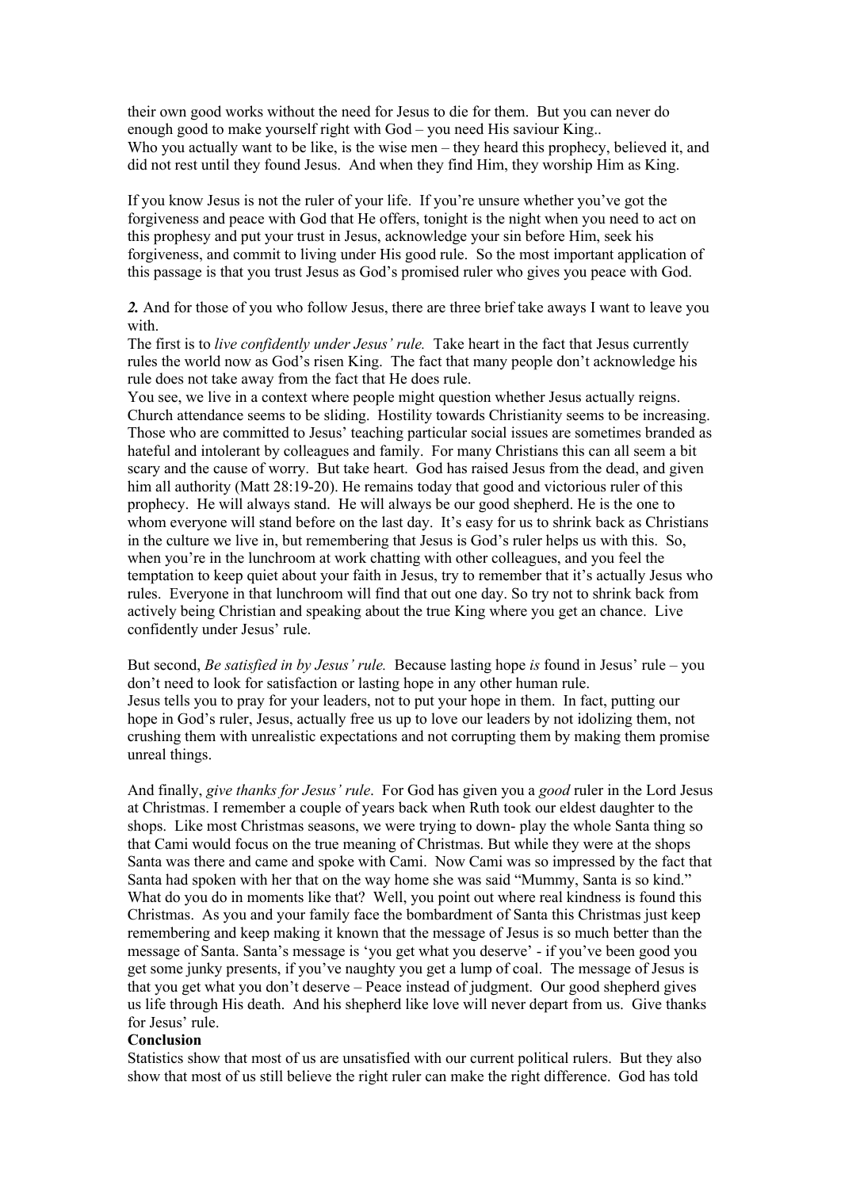their own good works without the need for Jesus to die for them. But you can never do enough good to make yourself right with God – you need His saviour King..
Who you actually want to be like, is the wise men – they heard this prophecy, believed it, and did not rest until they found Jesus. And when they find Him, they worship Him as King.

If you know Jesus is not the ruler of your life. If you're unsure whether you've got the forgiveness and peace with God that He offers, tonight is the night when you need to act on this prophesy and put your trust in Jesus, acknowledge your sin before Him, seek his forgiveness, and commit to living under His good rule. So the most important application of this passage is that you trust Jesus as God's promised ruler who gives you peace with God.

***2.*** And for those of you who follow Jesus, there are three brief take aways I want to leave you with.
The first is to *live confidently under Jesus' rule.* Take heart in the fact that Jesus currently rules the world now as God's risen King. The fact that many people don't acknowledge his rule does not take away from the fact that He does rule.
You see, we live in a context where people might question whether Jesus actually reigns. Church attendance seems to be sliding. Hostility towards Christianity seems to be increasing. Those who are committed to Jesus' teaching particular social issues are sometimes branded as hateful and intolerant by colleagues and family. For many Christians this can all seem a bit scary and the cause of worry. But take heart. God has raised Jesus from the dead, and given him all authority (Matt 28:19-20). He remains today that good and victorious ruler of this prophecy. He will always stand. He will always be our good shepherd. He is the one to whom everyone will stand before on the last day. It's easy for us to shrink back as Christians in the culture we live in, but remembering that Jesus is God's ruler helps us with this. So, when you're in the lunchroom at work chatting with other colleagues, and you feel the temptation to keep quiet about your faith in Jesus, try to remember that it's actually Jesus who rules. Everyone in that lunchroom will find that out one day. So try not to shrink back from actively being Christian and speaking about the true King where you get an chance. Live confidently under Jesus' rule.

But second, *Be satisfied in by Jesus' rule.* Because lasting hope *is* found in Jesus' rule – you don't need to look for satisfaction or lasting hope in any other human rule.
Jesus tells you to pray for your leaders, not to put your hope in them. In fact, putting our hope in God's ruler, Jesus, actually free us up to love our leaders by not idolizing them, not crushing them with unrealistic expectations and not corrupting them by making them promise unreal things.

And finally, *give thanks for Jesus' rule*. For God has given you a *good* ruler in the Lord Jesus at Christmas. I remember a couple of years back when Ruth took our eldest daughter to the shops. Like most Christmas seasons, we were trying to down- play the whole Santa thing so that Cami would focus on the true meaning of Christmas. But while they were at the shops Santa was there and came and spoke with Cami. Now Cami was so impressed by the fact that Santa had spoken with her that on the way home she was said "Mummy, Santa is so kind." What do you do in moments like that? Well, you point out where real kindness is found this Christmas. As you and your family face the bombardment of Santa this Christmas just keep remembering and keep making it known that the message of Jesus is so much better than the message of Santa. Santa's message is 'you get what you deserve' - if you've been good you get some junky presents, if you've naughty you get a lump of coal. The message of Jesus is that you get what you don't deserve – Peace instead of judgment. Our good shepherd gives us life through His death. And his shepherd like love will never depart from us. Give thanks for Jesus' rule.

**Conclusion**

Statistics show that most of us are unsatisfied with our current political rulers. But they also show that most of us still believe the right ruler can make the right difference. God has told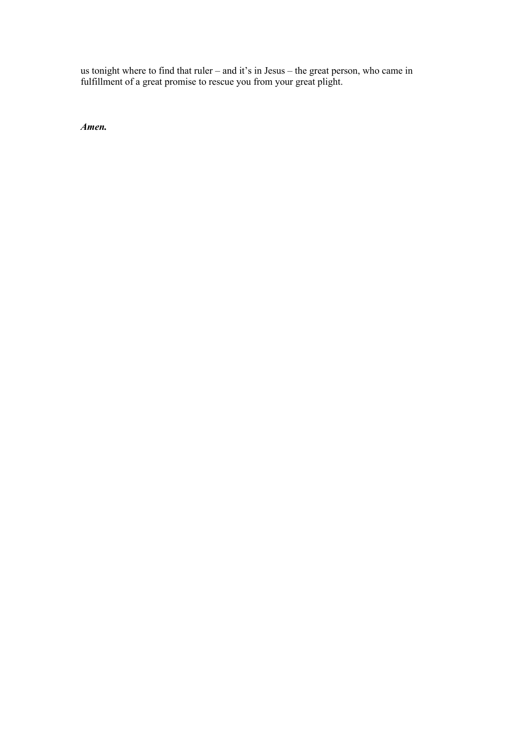us tonight where to find that ruler – and it's in Jesus – the great person, who came in fulfillment of a great promise to rescue you from your great plight.

***Amen.***